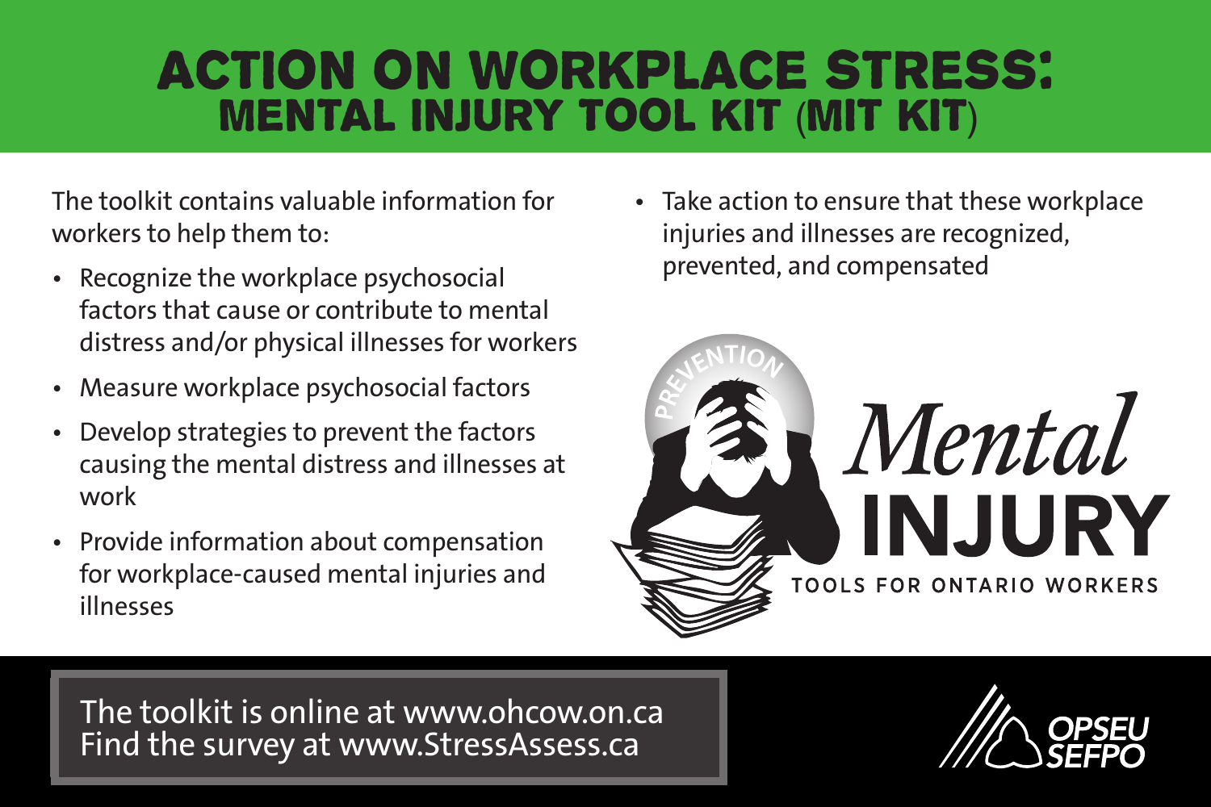# ACTION ON WORKPLACE STRESS:
## MENTAL INJURY TOOL KIT (MIT KIT)

The toolkit contains valuable information for workers to help them to:

- Recognize the workplace psychosocial factors that cause or contribute to mental distress and/or physical illnesses for workers
- Measure workplace psychosocial factors
- Develop strategies to prevent the factors causing the mental distress and illnesses at work
- Provide information about compensation for workplace-caused mental injuries and illnesses
- Take action to ensure that these workplace injuries and illnesses are recognized, prevented, and compensated

PREVENTION

*Mental*
**INJURY**
TOOLS FOR ONTARIO WORKERS

The toolkit is online at www.ohcow.on.ca
Find the survey at www.StressAssess.ca

OPSEU SEFPO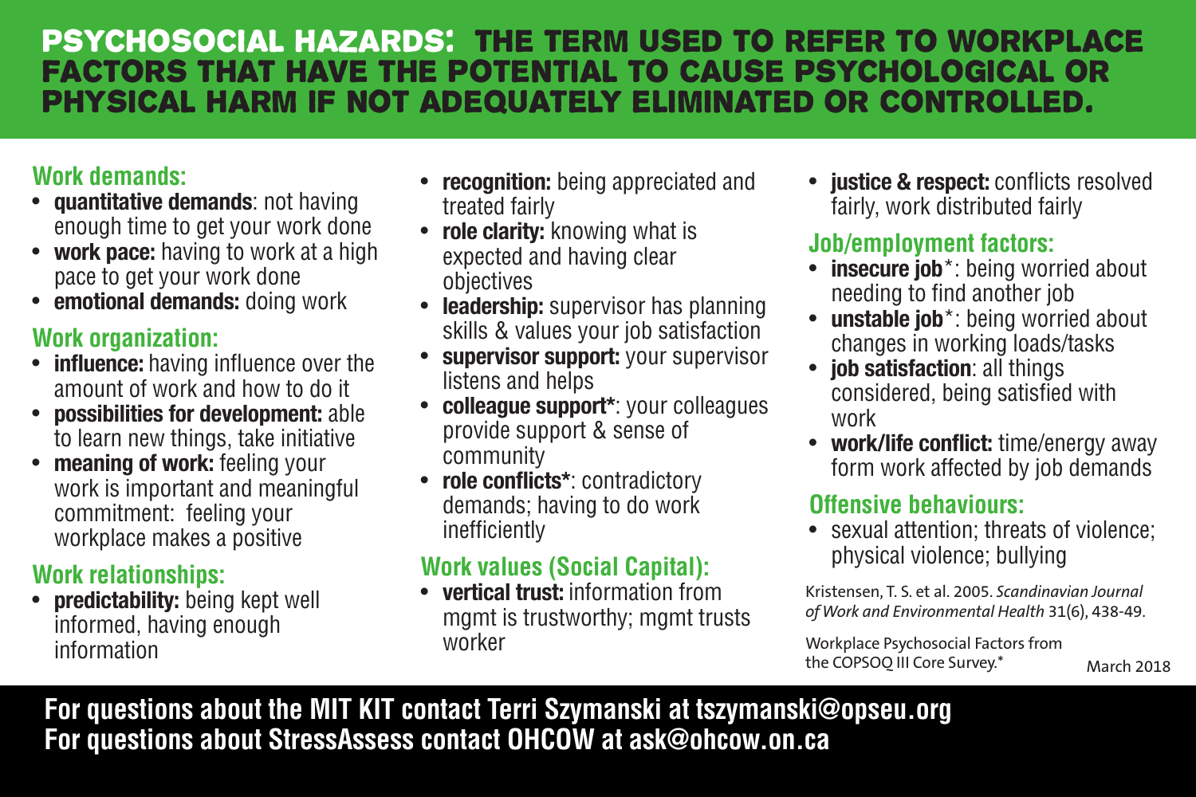# PSYCHOSOCIAL HAZARDS: THE TERM USED TO REFER TO WORKPLACE FACTORS THAT HAVE THE POTENTIAL TO CAUSE PSYCHOLOGICAL OR PHYSICAL HARM IF NOT ADEQUATELY ELIMINATED OR CONTROLLED.

## Work demands:

- **quantitative demands**: not having enough time to get your work done
- **work pace:** having to work at a high pace to get your work done
- **emotional demands:** doing work

## Work organization:

- **influence:** having influence over the amount of work and how to do it
- **possibilities for development:** able to learn new things, take initiative
- **meaning of work:** feeling your work is important and meaningful commitment: feeling your workplace makes a positive

## Work relationships:

- **predictability:** being kept well informed, having enough information
- **recognition:** being appreciated and treated fairly
- **role clarity:** knowing what is expected and having clear objectives
- **leadership:** supervisor has planning skills & values your job satisfaction
- **supervisor support:** your supervisor listens and helps
- **colleague support***: your colleagues provide support & sense of community
- **role conflicts***: contradictory demands; having to do work inefficiently

## Work values (Social Capital):

- **vertical trust:** information from mgmt is trustworthy; mgmt trusts worker
- **justice & respect:** conflicts resolved fairly, work distributed fairly

## Job/employment factors:

- **insecure job***: being worried about needing to find another job
- **unstable job***: being worried about changes in working loads/tasks
- **job satisfaction**: all things considered, being satisfied with work
- **work/life conflict:** time/energy away form work affected by job demands

## Offensive behaviours:

- sexual attention; threats of violence; physical violence; bullying

Kristensen, T. S. et al. 2005. *Scandinavian Journal of Work and Environmental Health* 31(6), 438-49.

Workplace Psychosocial Factors from the COPSOQ III Core Survey.*

March 2018

**For questions about the MIT KIT contact Terri Szymanski at tszymanski@opseu.org**
**For questions about StressAssess contact OHCOW at ask@ohcow.on.ca**